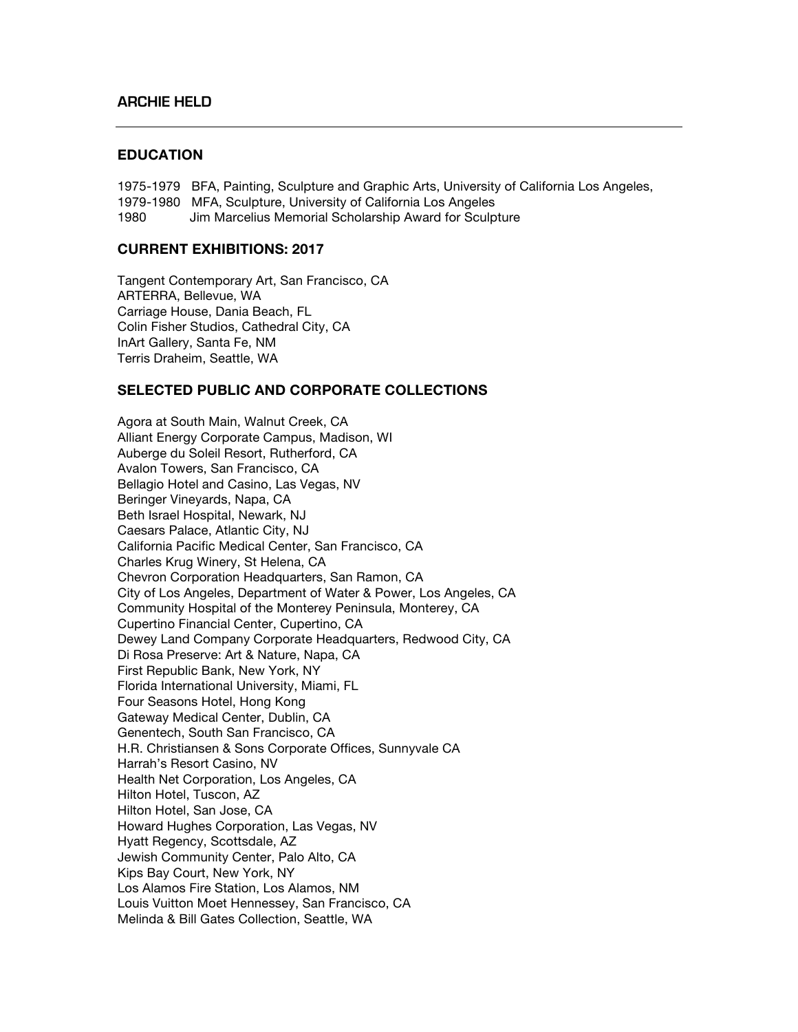# ARCHIE HELD

---

## EDUCATION

1975-1979 BFA, Painting, Sculpture and Graphic Arts, University of California Los Angeles,
1979-1980 MFA, Sculpture, University of California Los Angeles
1980 Jim Marcelius Memorial Scholarship Award for Sculpture

## CURRENT EXHIBITIONS: 2017

Tangent Contemporary Art, San Francisco, CA
ARTERRA, Bellevue, WA
Carriage House, Dania Beach, FL
Colin Fisher Studios, Cathedral City, CA
InArt Gallery, Santa Fe, NM
Terris Draheim, Seattle, WA

## SELECTED PUBLIC AND CORPORATE COLLECTIONS

Agora at South Main, Walnut Creek, CA
Alliant Energy Corporate Campus, Madison, WI
Auberge du Soleil Resort, Rutherford, CA
Avalon Towers, San Francisco, CA
Bellagio Hotel and Casino, Las Vegas, NV
Beringer Vineyards, Napa, CA
Beth Israel Hospital, Newark, NJ
Caesars Palace, Atlantic City, NJ
California Pacific Medical Center, San Francisco, CA
Charles Krug Winery, St Helena, CA
Chevron Corporation Headquarters, San Ramon, CA
City of Los Angeles, Department of Water & Power, Los Angeles, CA
Community Hospital of the Monterey Peninsula, Monterey, CA
Cupertino Financial Center, Cupertino, CA
Dewey Land Company Corporate Headquarters, Redwood City, CA
Di Rosa Preserve: Art & Nature, Napa, CA
First Republic Bank, New York, NY
Florida International University, Miami, FL
Four Seasons Hotel, Hong Kong
Gateway Medical Center, Dublin, CA
Genentech, South San Francisco, CA
H.R. Christiansen & Sons Corporate Offices, Sunnyvale CA
Harrah's Resort Casino, NV
Health Net Corporation, Los Angeles, CA
Hilton Hotel, Tuscon, AZ
Hilton Hotel, San Jose, CA
Howard Hughes Corporation, Las Vegas, NV
Hyatt Regency, Scottsdale, AZ
Jewish Community Center, Palo Alto, CA
Kips Bay Court, New York, NY
Los Alamos Fire Station, Los Alamos, NM
Louis Vuitton Moet Hennessey, San Francisco, CA
Melinda & Bill Gates Collection, Seattle, WA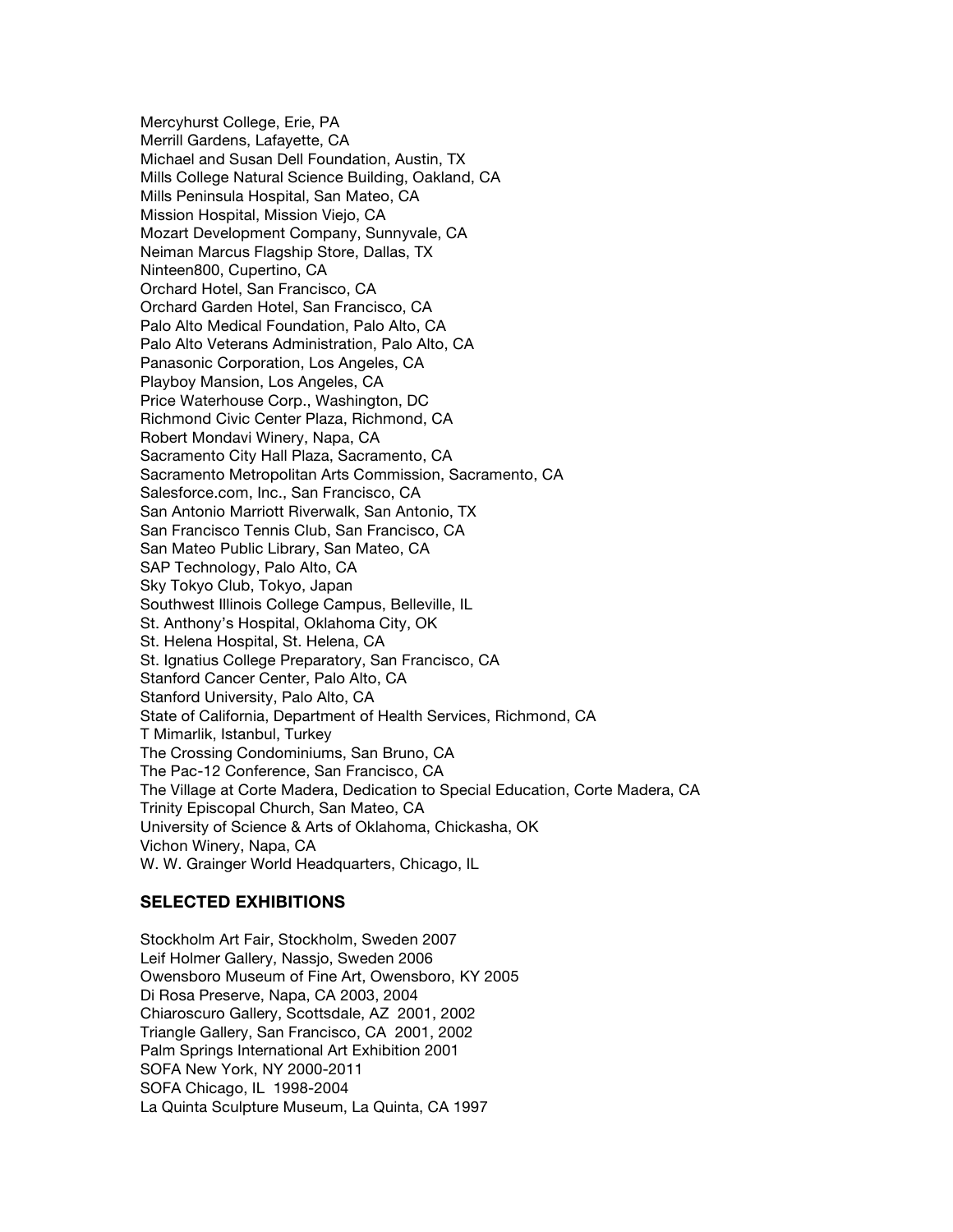Mercyhurst College, Erie, PA
Merrill Gardens, Lafayette, CA
Michael and Susan Dell Foundation, Austin, TX
Mills College Natural Science Building, Oakland, CA
Mills Peninsula Hospital, San Mateo, CA
Mission Hospital, Mission Viejo, CA
Mozart Development Company, Sunnyvale, CA
Neiman Marcus Flagship Store, Dallas, TX
Ninteen800, Cupertino, CA
Orchard Hotel, San Francisco, CA
Orchard Garden Hotel, San Francisco, CA
Palo Alto Medical Foundation, Palo Alto, CA
Palo Alto Veterans Administration, Palo Alto, CA
Panasonic Corporation, Los Angeles, CA
Playboy Mansion, Los Angeles, CA
Price Waterhouse Corp., Washington, DC
Richmond Civic Center Plaza, Richmond, CA
Robert Mondavi Winery, Napa, CA
Sacramento City Hall Plaza, Sacramento, CA
Sacramento Metropolitan Arts Commission, Sacramento, CA
Salesforce.com, Inc., San Francisco, CA
San Antonio Marriott Riverwalk, San Antonio, TX
San Francisco Tennis Club, San Francisco, CA
San Mateo Public Library, San Mateo, CA
SAP Technology, Palo Alto, CA
Sky Tokyo Club, Tokyo, Japan
Southwest Illinois College Campus, Belleville, IL
St. Anthony's Hospital, Oklahoma City, OK
St. Helena Hospital, St. Helena, CA
St. Ignatius College Preparatory, San Francisco, CA
Stanford Cancer Center, Palo Alto, CA
Stanford University, Palo Alto, CA
State of California, Department of Health Services, Richmond, CA
T Mimarlik, Istanbul, Turkey
The Crossing Condominiums, San Bruno, CA
The Pac-12 Conference, San Francisco, CA
The Village at Corte Madera, Dedication to Special Education, Corte Madera, CA
Trinity Episcopal Church, San Mateo, CA
University of Science & Arts of Oklahoma, Chickasha, OK
Vichon Winery, Napa, CA
W. W. Grainger World Headquarters, Chicago, IL

## SELECTED EXHIBITIONS

Stockholm Art Fair, Stockholm, Sweden 2007
Leif Holmer Gallery, Nassjo, Sweden 2006
Owensboro Museum of Fine Art, Owensboro, KY 2005
Di Rosa Preserve, Napa, CA 2003, 2004
Chiaroscuro Gallery, Scottsdale, AZ 2001, 2002
Triangle Gallery, San Francisco, CA 2001, 2002
Palm Springs International Art Exhibition 2001
SOFA New York, NY 2000-2011
SOFA Chicago, IL 1998-2004
La Quinta Sculpture Museum, La Quinta, CA 1997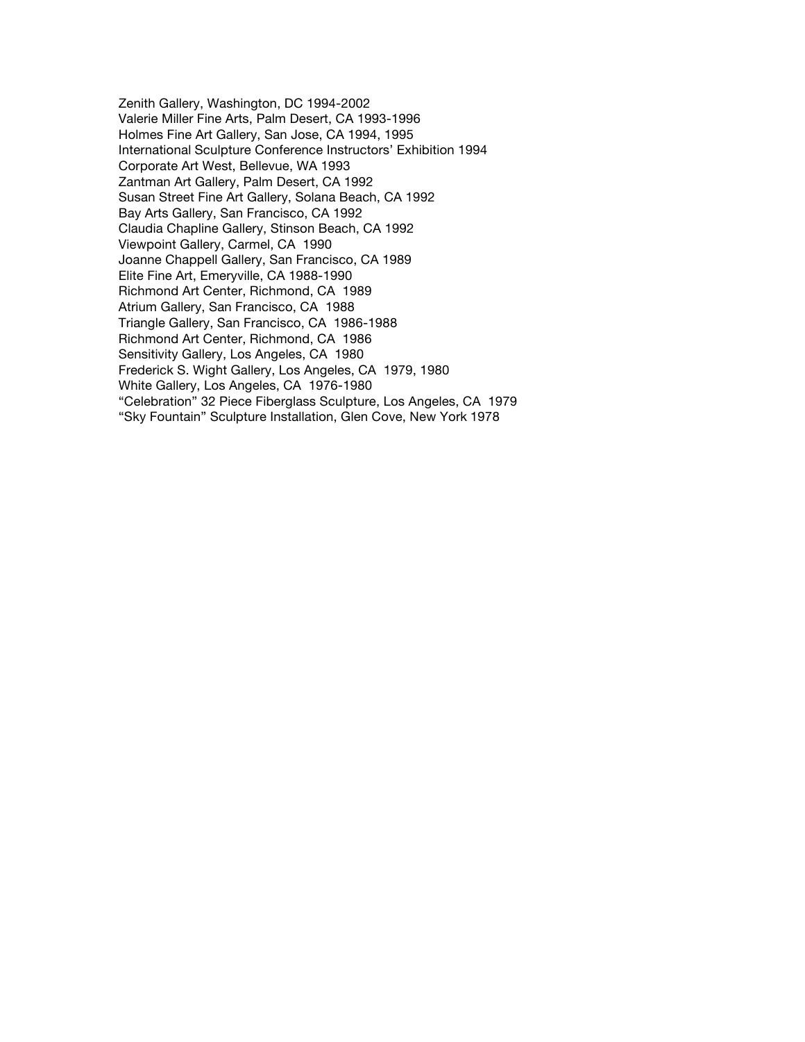Zenith Gallery, Washington, DC 1994-2002
Valerie Miller Fine Arts, Palm Desert, CA 1993-1996
Holmes Fine Art Gallery, San Jose, CA 1994, 1995
International Sculpture Conference Instructors' Exhibition 1994
Corporate Art West, Bellevue, WA 1993
Zantman Art Gallery, Palm Desert, CA 1992
Susan Street Fine Art Gallery, Solana Beach, CA 1992
Bay Arts Gallery, San Francisco, CA 1992
Claudia Chapline Gallery, Stinson Beach, CA 1992
Viewpoint Gallery, Carmel, CA 1990
Joanne Chappell Gallery, San Francisco, CA 1989
Elite Fine Art, Emeryville, CA 1988-1990
Richmond Art Center, Richmond, CA 1989
Atrium Gallery, San Francisco, CA 1988
Triangle Gallery, San Francisco, CA 1986-1988
Richmond Art Center, Richmond, CA 1986
Sensitivity Gallery, Los Angeles, CA 1980
Frederick S. Wight Gallery, Los Angeles, CA 1979, 1980
White Gallery, Los Angeles, CA 1976-1980
"Celebration" 32 Piece Fiberglass Sculpture, Los Angeles, CA 1979
"Sky Fountain" Sculpture Installation, Glen Cove, New York 1978